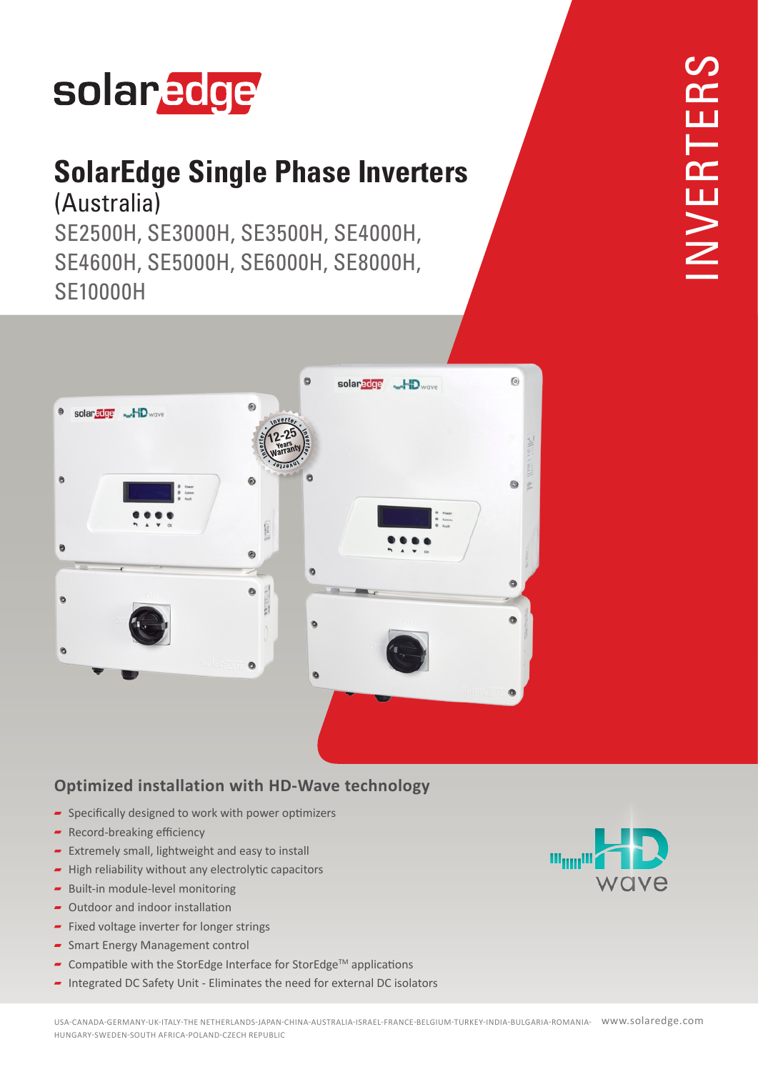# SolarEdge Single Phase Inverters

(Australia)

SE2500H, SE3000H, SE3500H, SE4000H, SE4600H, SE5000H, SE6000H, SE8000H, SE10000H

INVERTERS

## Optimized installation with HD-Wave technology

- Specifically designed to work with power optimizers
- Record-breaking efficiency
- Extremely small, lightweight and easy to install
- High reliability without any electrolytic capacitors
- Built-in module-level monitoring
- Outdoor and indoor installation
- Fixed voltage inverter for longer strings
- Smart Energy Management control
- Compatible with the StorEdge Interface for StorEdge™ applications
- Integrated DC Safety Unit - Eliminates the need for external DC isolators

USA-CANADA-GERMANY-UK-ITALY-THE NETHERLANDS-JAPAN-CHINA-AUSTRALIA-ISRAEL-FRANCE-BELGIUM-TURKEY-INDIA-BULGARIA-ROMANIA-HUNGARY-SWEDEN-SOUTH AFRICA-POLAND-CZECH REPUBLIC www.solaredge.com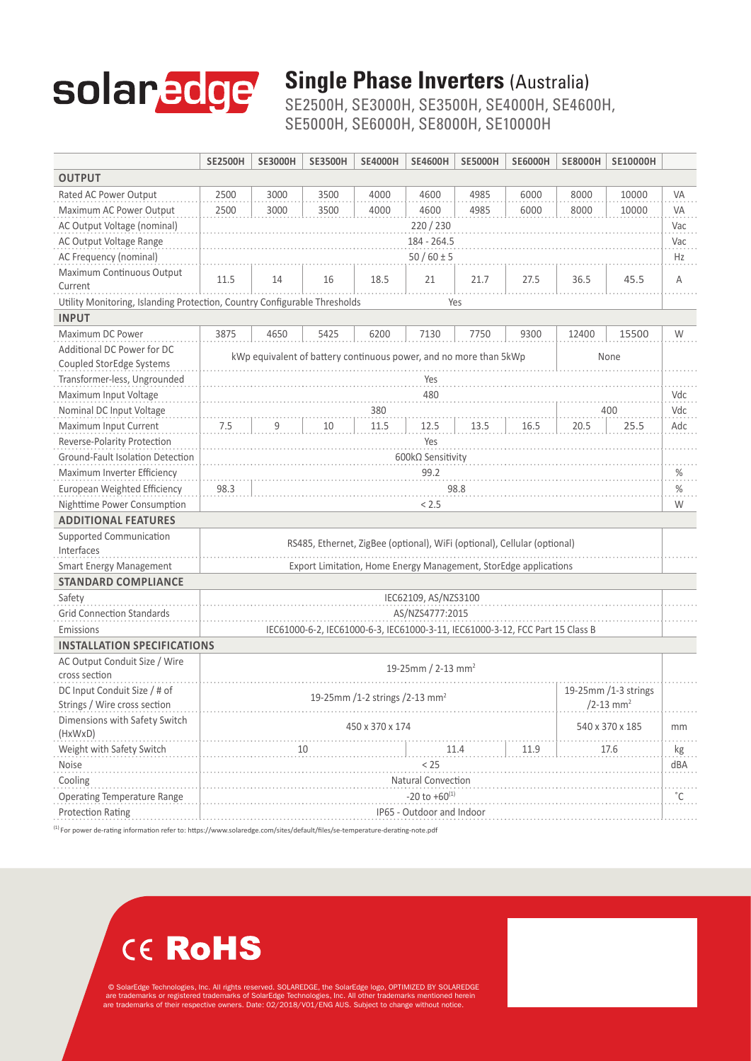# Single Phase Inverters (Australia)

SE2500H, SE3000H, SE3500H, SE4000H, SE4600H, SE5000H, SE6000H, SE8000H, SE10000H

| | SE2500H | SE3000H | SE3500H | SE4000H | SE4600H | SE5000H | SE6000H | SE8000H | SE10000H | |
|---|---|---|---|---|---|---|---|---|---|---|
| **OUTPUT** | | | | | | | | | | |
| Rated AC Power Output | 2500 | 3000 | 3500 | 4000 | 4600 | 4985 | 6000 | 8000 | 10000 | VA |
| Maximum AC Power Output | 2500 | 3000 | 3500 | 4000 | 4600 | 4985 | 6000 | 8000 | 10000 | VA |
| AC Output Voltage (nominal) | 220 / 230 | | | | | | | | | Vac |
| AC Output Voltage Range | 184 - 264.5 | | | | | | | | | Vac |
| AC Frequency (nominal) | 50 / 60 ± 5 | | | | | | | | | Hz |
| Maximum Continuous Output Current | 11.5 | 14 | 16 | 18.5 | 21 | 21.7 | 27.5 | 36.5 | 45.5 | A |
| Utility Monitoring, Islanding Protection, Country Configurable Thresholds | Yes | | | | | | | | | |
| **INPUT** | | | | | | | | | | |
| Maximum DC Power | 3875 | 4650 | 5425 | 6200 | 7130 | 7750 | 9300 | 12400 | 15500 | W |
| Additional DC Power for DC Coupled StorEdge Systems | kWp equivalent of battery continuous power, and no more than 5kWp | | | | | | | None | | |
| Transformer-less, Ungrounded | Yes | | | | | | | | | |
| Maximum Input Voltage | 480 | | | | | | | | | Vdc |
| Nominal DC Input Voltage | 380 | | | | | | | 400 | | Vdc |
| Maximum Input Current | 7.5 | 9 | 10 | 11.5 | 12.5 | 13.5 | 16.5 | 20.5 | 25.5 | Adc |
| Reverse-Polarity Protection | Yes | | | | | | | | | |
| Ground-Fault Isolation Detection | 600kΩ Sensitivity | | | | | | | | | |
| Maximum Inverter Efficiency | 99.2 | | | | | | | | | % |
| European Weighted Efficiency | 98.3 | 98.8 | | | | | | | | % |
| Nighttime Power Consumption | < 2.5 | | | | | | | | | W |
| **ADDITIONAL FEATURES** | | | | | | | | | | |
| Supported Communication Interfaces | RS485, Ethernet, ZigBee (optional), WiFi (optional), Cellular (optional) | | | | | | | | | |
| Smart Energy Management | Export Limitation, Home Energy Management, StorEdge applications | | | | | | | | | |
| **STANDARD COMPLIANCE** | | | | | | | | | | |
| Safety | IEC62109, AS/NZS3100 | | | | | | | | | |
| Grid Connection Standards | AS/NZS4777:2015 | | | | | | | | | |
| Emissions | IEC61000-6-2, IEC61000-6-3, IEC61000-3-11, IEC61000-3-12, FCC Part 15 Class B | | | | | | | | | |
| **INSTALLATION SPECIFICATIONS** | | | | | | | | | | |
| AC Output Conduit Size / Wire cross section | 19-25mm / 2-13 mm² | | | | | | | | | |
| DC Input Conduit Size / # of Strings / Wire cross section | 19-25mm /1-2 strings /2-13 mm² | | | | | | | 19-25mm /1-3 strings /2-13 mm² | | |
| Dimensions with Safety Switch (HxWxD) | 450 x 370 x 174 | | | | | | | 540 x 370 x 185 | | mm |
| Weight with Safety Switch | 10 | | | | 11.4 | | 11.9 | 17.6 | | kg |
| Noise | < 25 | | | | | | | | | dBA |
| Cooling | Natural Convection | | | | | | | | | |
| Operating Temperature Range | -20 to +60[1] | | | | | | | | | °C |
| Protection Rating | IP65 - Outdoor and Indoor | | | | | | | | | |

[1] For power de-rating information refer to: https://www.solaredge.com/sites/default/files/se-temperature-derating-note.pdf

CE RoHS

© SolarEdge Technologies, Inc. All rights reserved. SOLAREDGE, the SolarEdge logo, OPTIMIZED BY SOLAREDGE are trademarks or registered trademarks of SolarEdge Technologies, Inc. All other trademarks mentioned herein are trademarks of their respective owners. Date: 02/2018/V01/ENG AUS. Subject to change without notice.